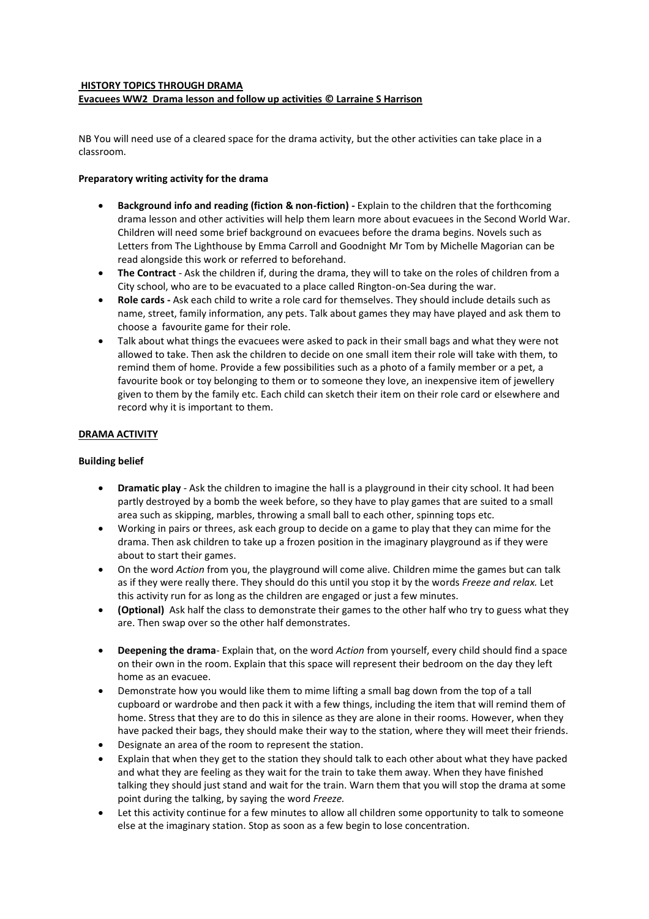**HISTORY TOPICS THROUGH DRAMA**

**Evacuees WW2 Drama lesson and follow up activities © Larraine S Harrison**

NB You will need use of a cleared space for the drama activity, but the other activities can take place in a classroom.

**Preparatory writing activity for the drama**

- **Background info and reading (fiction & non-fiction) -** Explain to the children that the forthcoming drama lesson and other activities will help them learn more about evacuees in the Second World War. Children will need some brief background on evacuees before the drama begins. Novels such as Letters from The Lighthouse by Emma Carroll and Goodnight Mr Tom by Michelle Magorian can be read alongside this work or referred to beforehand.
- **The Contract** - Ask the children if, during the drama, they will to take on the roles of children from a City school, who are to be evacuated to a place called Rington-on-Sea during the war.
- **Role cards -** Ask each child to write a role card for themselves. They should include details such as name, street, family information, any pets. Talk about games they may have played and ask them to choose a favourite game for their role.
- Talk about what things the evacuees were asked to pack in their small bags and what they were not allowed to take. Then ask the children to decide on one small item their role will take with them, to remind them of home. Provide a few possibilities such as a photo of a family member or a pet, a favourite book or toy belonging to them or to someone they love, an inexpensive item of jewellery given to them by the family etc. Each child can sketch their item on their role card or elsewhere and record why it is important to them.

**DRAMA ACTIVITY**

**Building belief**

- **Dramatic play** - Ask the children to imagine the hall is a playground in their city school. It had been partly destroyed by a bomb the week before, so they have to play games that are suited to a small area such as skipping, marbles, throwing a small ball to each other, spinning tops etc.
- Working in pairs or threes, ask each group to decide on a game to play that they can mime for the drama. Then ask children to take up a frozen position in the imaginary playground as if they were about to start their games.
- On the word *Action* from you, the playground will come alive. Children mime the games but can talk as if they were really there. They should do this until you stop it by the words *Freeze and relax.* Let this activity run for as long as the children are engaged or just a few minutes.
- **(Optional)** Ask half the class to demonstrate their games to the other half who try to guess what they are. Then swap over so the other half demonstrates.

- **Deepening the drama**- Explain that, on the word *Action* from yourself, every child should find a space on their own in the room. Explain that this space will represent their bedroom on the day they left home as an evacuee.
- Demonstrate how you would like them to mime lifting a small bag down from the top of a tall cupboard or wardrobe and then pack it with a few things, including the item that will remind them of home. Stress that they are to do this in silence as they are alone in their rooms. However, when they have packed their bags, they should make their way to the station, where they will meet their friends.
- Designate an area of the room to represent the station.
- Explain that when they get to the station they should talk to each other about what they have packed and what they are feeling as they wait for the train to take them away. When they have finished talking they should just stand and wait for the train. Warn them that you will stop the drama at some point during the talking, by saying the word *Freeze.*
- Let this activity continue for a few minutes to allow all children some opportunity to talk to someone else at the imaginary station. Stop as soon as a few begin to lose concentration.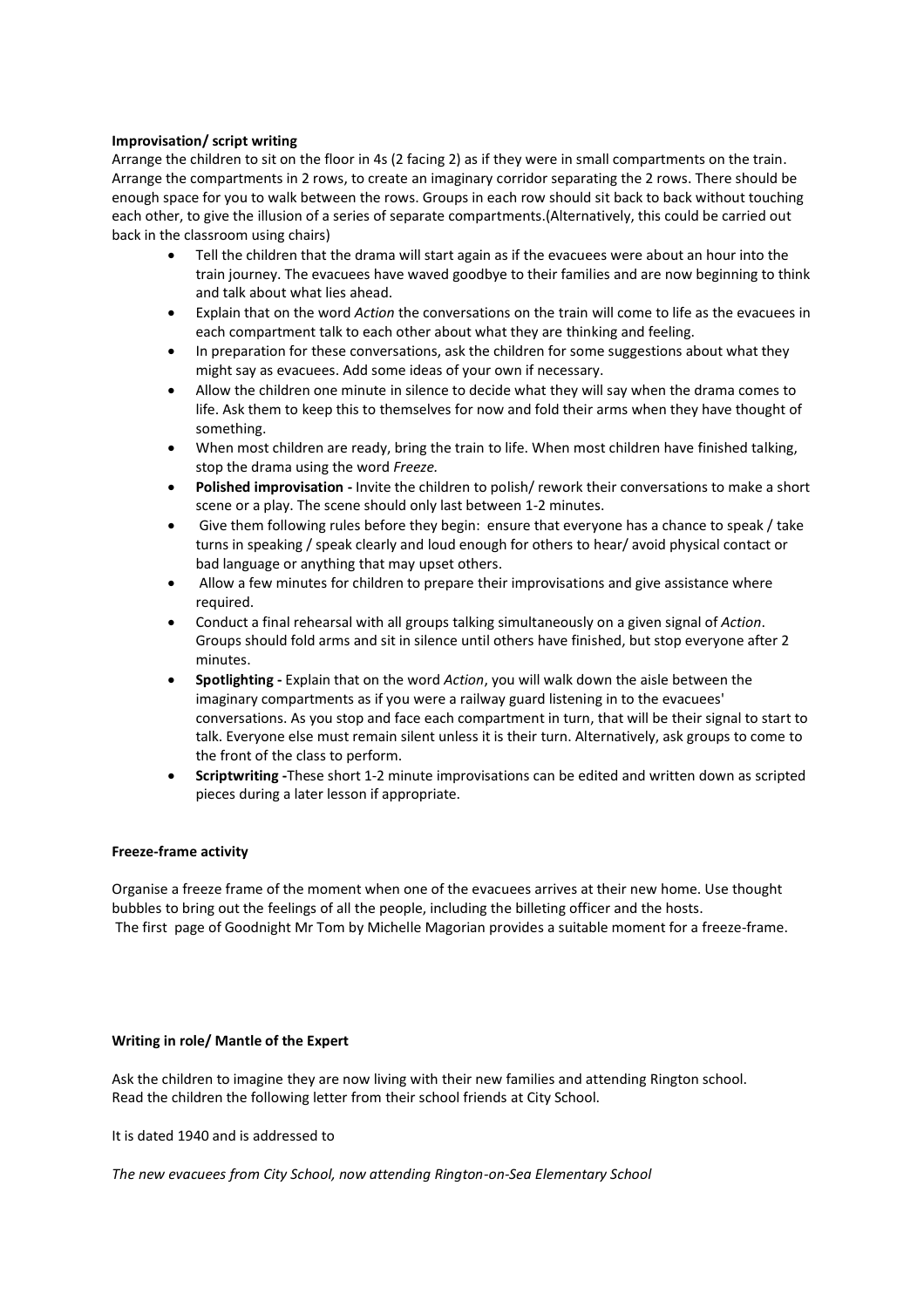**Improvisation/ script writing**

Arrange the children to sit on the floor in 4s (2 facing 2) as if they were in small compartments on the train. Arrange the compartments in 2 rows, to create an imaginary corridor separating the 2 rows. There should be enough space for you to walk between the rows. Groups in each row should sit back to back without touching each other, to give the illusion of a series of separate compartments.(Alternatively, this could be carried out back in the classroom using chairs)

- Tell the children that the drama will start again as if the evacuees were about an hour into the train journey. The evacuees have waved goodbye to their families and are now beginning to think and talk about what lies ahead.
- Explain that on the word *Action* the conversations on the train will come to life as the evacuees in each compartment talk to each other about what they are thinking and feeling.
- In preparation for these conversations, ask the children for some suggestions about what they might say as evacuees. Add some ideas of your own if necessary.
- Allow the children one minute in silence to decide what they will say when the drama comes to life. Ask them to keep this to themselves for now and fold their arms when they have thought of something.
- When most children are ready, bring the train to life. When most children have finished talking, stop the drama using the word *Freeze.*
- **Polished improvisation -** Invite the children to polish/ rework their conversations to make a short scene or a play. The scene should only last between 1-2 minutes.
- Give them following rules before they begin: ensure that everyone has a chance to speak / take turns in speaking / speak clearly and loud enough for others to hear/ avoid physical contact or bad language or anything that may upset others.
- Allow a few minutes for children to prepare their improvisations and give assistance where required.
- Conduct a final rehearsal with all groups talking simultaneously on a given signal of *Action*. Groups should fold arms and sit in silence until others have finished, but stop everyone after 2 minutes.
- **Spotlighting -** Explain that on the word *Action*, you will walk down the aisle between the imaginary compartments as if you were a railway guard listening in to the evacuees' conversations. As you stop and face each compartment in turn, that will be their signal to start to talk. Everyone else must remain silent unless it is their turn. Alternatively, ask groups to come to the front of the class to perform.
- **Scriptwriting -**These short 1-2 minute improvisations can be edited and written down as scripted pieces during a later lesson if appropriate.

**Freeze-frame activity**

Organise a freeze frame of the moment when one of the evacuees arrives at their new home. Use thought bubbles to bring out the feelings of all the people, including the billeting officer and the hosts.
The first page of Goodnight Mr Tom by Michelle Magorian provides a suitable moment for a freeze-frame.

**Writing in role/ Mantle of the Expert**

Ask the children to imagine they are now living with their new families and attending Rington school.
Read the children the following letter from their school friends at City School.

It is dated 1940 and is addressed to

*The new evacuees from City School, now attending Rington-on-Sea Elementary School*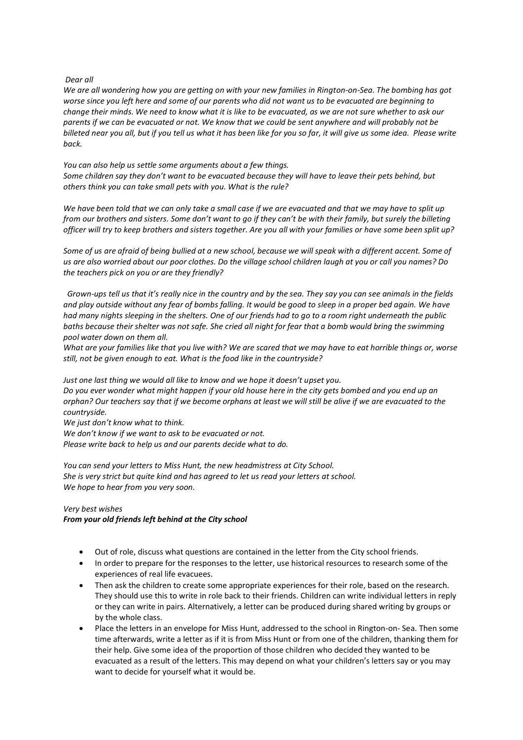*Dear all*

*We are all wondering how you are getting on with your new families in Rington-on-Sea. The bombing has got worse since you left here and some of our parents who did not want us to be evacuated are beginning to change their minds. We need to know what it is like to be evacuated, as we are not sure whether to ask our parents if we can be evacuated or not. We know that we could be sent anywhere and will probably not be billeted near you all, but if you tell us what it has been like for you so far, it will give us some idea. Please write back.*

*You can also help us settle some arguments about a few things.*
*Some children say they don't want to be evacuated because they will have to leave their pets behind, but others think you can take small pets with you. What is the rule?*

*We have been told that we can only take a small case if we are evacuated and that we may have to split up from our brothers and sisters. Some don't want to go if they can't be with their family, but surely the billeting officer will try to keep brothers and sisters together. Are you all with your families or have some been split up?*

*Some of us are afraid of being bullied at a new school, because we will speak with a different accent. Some of us are also worried about our poor clothes. Do the village school children laugh at you or call you names? Do the teachers pick on you or are they friendly?*

*Grown-ups tell us that it's really nice in the country and by the sea. They say you can see animals in the fields and play outside without any fear of bombs falling. It would be good to sleep in a proper bed again. We have had many nights sleeping in the shelters. One of our friends had to go to a room right underneath the public baths because their shelter was not safe. She cried all night for fear that a bomb would bring the swimming pool water down on them all.*
*What are your families like that you live with? We are scared that we may have to eat horrible things or, worse still, not be given enough to eat. What is the food like in the countryside?*

*Just one last thing we would all like to know and we hope it doesn't upset you.*
*Do you ever wonder what might happen if your old house here in the city gets bombed and you end up an orphan? Our teachers say that if we become orphans at least we will still be alive if we are evacuated to the countryside.*
*We just don't know what to think.*
*We don't know if we want to ask to be evacuated or not.*
*Please write back to help us and our parents decide what to do.*

*You can send your letters to Miss Hunt, the new headmistress at City School.*
*She is very strict but quite kind and has agreed to let us read your letters at school.*
*We hope to hear from you very soon.*

*Very best wishes*
***From your old friends left behind at the City school***

- Out of role, discuss what questions are contained in the letter from the City school friends.
- In order to prepare for the responses to the letter, use historical resources to research some of the experiences of real life evacuees.
- Then ask the children to create some appropriate experiences for their role, based on the research. They should use this to write in role back to their friends. Children can write individual letters in reply or they can write in pairs. Alternatively, a letter can be produced during shared writing by groups or by the whole class.
- Place the letters in an envelope for Miss Hunt, addressed to the school in Rington-on- Sea. Then some time afterwards, write a letter as if it is from Miss Hunt or from one of the children, thanking them for their help. Give some idea of the proportion of those children who decided they wanted to be evacuated as a result of the letters. This may depend on what your children's letters say or you may want to decide for yourself what it would be.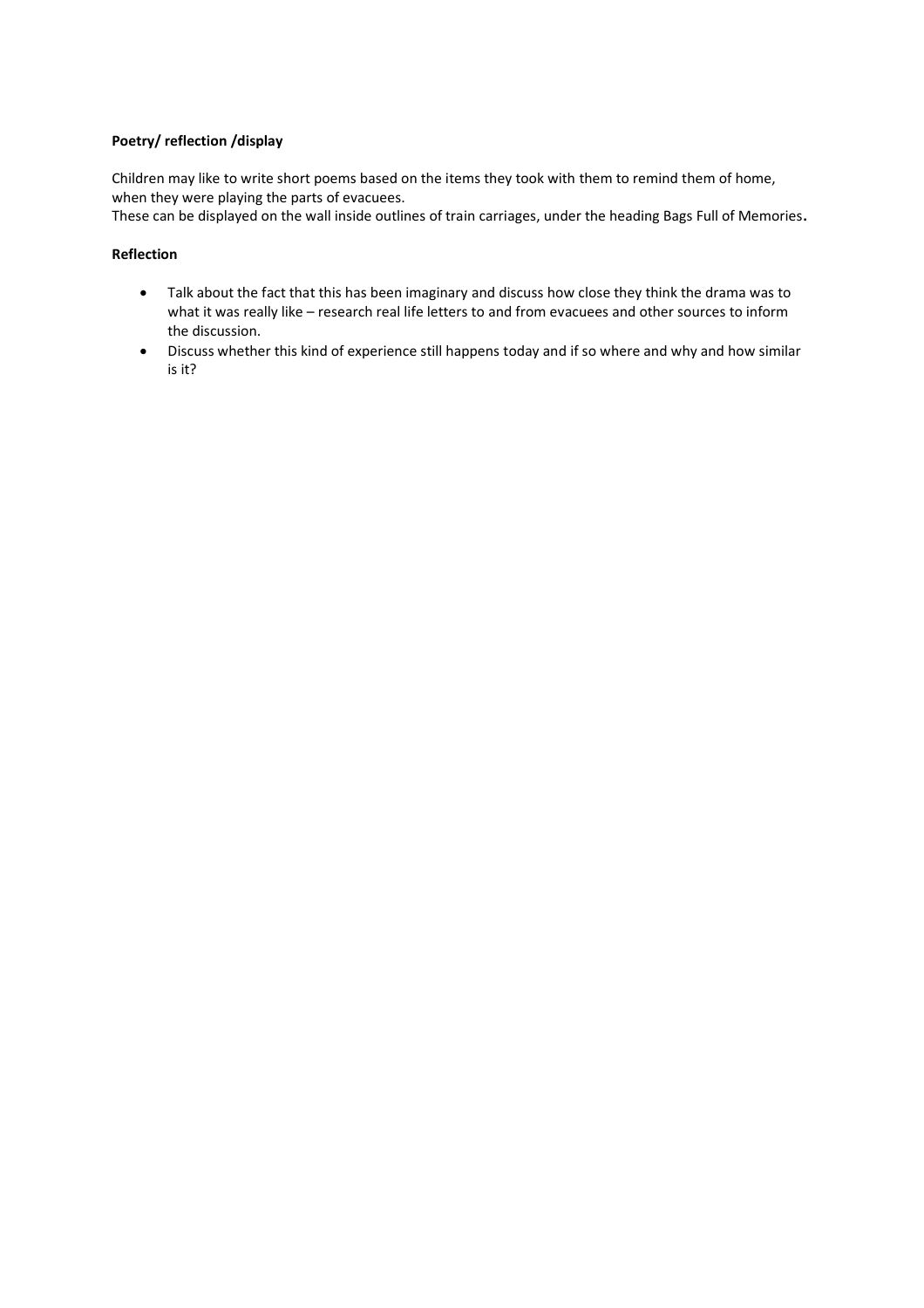**Poetry/ reflection /display**

Children may like to write short poems based on the items they took with them to remind them of home, when they were playing the parts of evacuees.
These can be displayed on the wall inside outlines of train carriages, under the heading Bags Full of Memories**.**

**Reflection**

- Talk about the fact that this has been imaginary and discuss how close they think the drama was to what it was really like – research real life letters to and from evacuees and other sources to inform the discussion.
- Discuss whether this kind of experience still happens today and if so where and why and how similar is it?